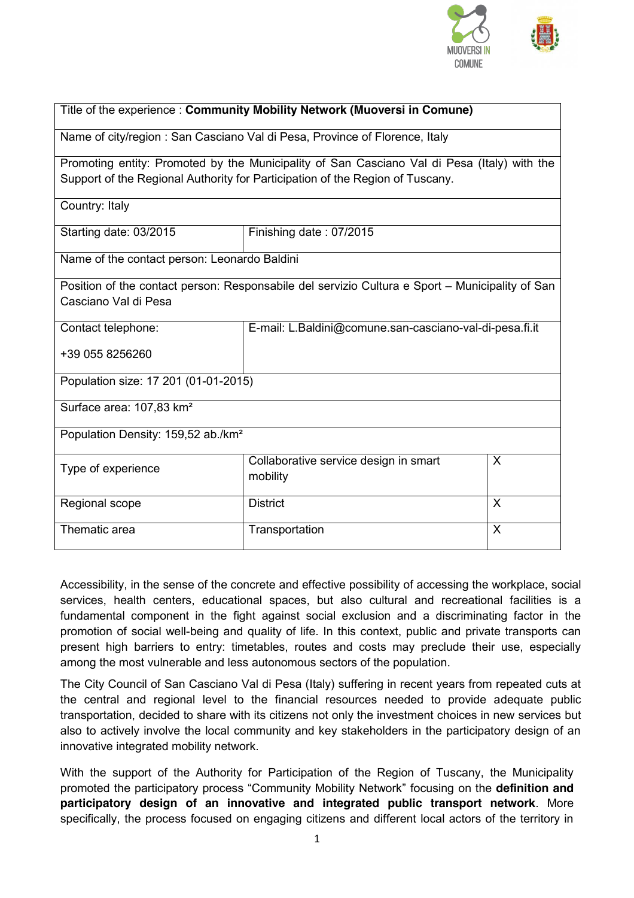| Title of the experience : **Community Mobility Network (Muoversi in Comune)** | | |
|---|---|---|
| Name of city/region : San Casciano Val di Pesa, Province of Florence, Italy | | |
| Promoting entity: Promoted by the Municipality of San Casciano Val di Pesa (Italy) with the Support of the Regional Authority for Participation of the Region of Tuscany. | | |
| Country: Italy | | |
| Starting date: 03/2015 | Finishing date : 07/2015 | |
| Name of the contact person: Leonardo Baldini | | |
| Position of the contact person: Responsabile del servizio Cultura e Sport – Municipality of San Casciano Val di Pesa | | |
| Contact telephone: +39 055 8256260 | E-mail: L.Baldini@comune.san-casciano-val-di-pesa.fi.it | |
| Population size: 17 201 (01-01-2015) | | |
| Surface area: 107,83 km² | | |
| Population Density: 159,52 ab./km² | | |
| Type of experience | Collaborative service design in smart mobility | X |
| Regional scope | District | X |
| Thematic area | Transportation | X |

Accessibility, in the sense of the concrete and effective possibility of accessing the workplace, social services, health centers, educational spaces, but also cultural and recreational facilities is a fundamental component in the fight against social exclusion and a discriminating factor in the promotion of social well-being and quality of life. In this context, public and private transports can present high barriers to entry: timetables, routes and costs may preclude their use, especially among the most vulnerable and less autonomous sectors of the population.

The City Council of San Casciano Val di Pesa (Italy) suffering in recent years from repeated cuts at the central and regional level to the financial resources needed to provide adequate public transportation, decided to share with its citizens not only the investment choices in new services but also to actively involve the local community and key stakeholders in the participatory design of an innovative integrated mobility network.

With the support of the Authority for Participation of the Region of Tuscany, the Municipality promoted the participatory process "Community Mobility Network" focusing on the **definition and participatory design of an innovative and integrated public transport network**. More specifically, the process focused on engaging citizens and different local actors of the territory in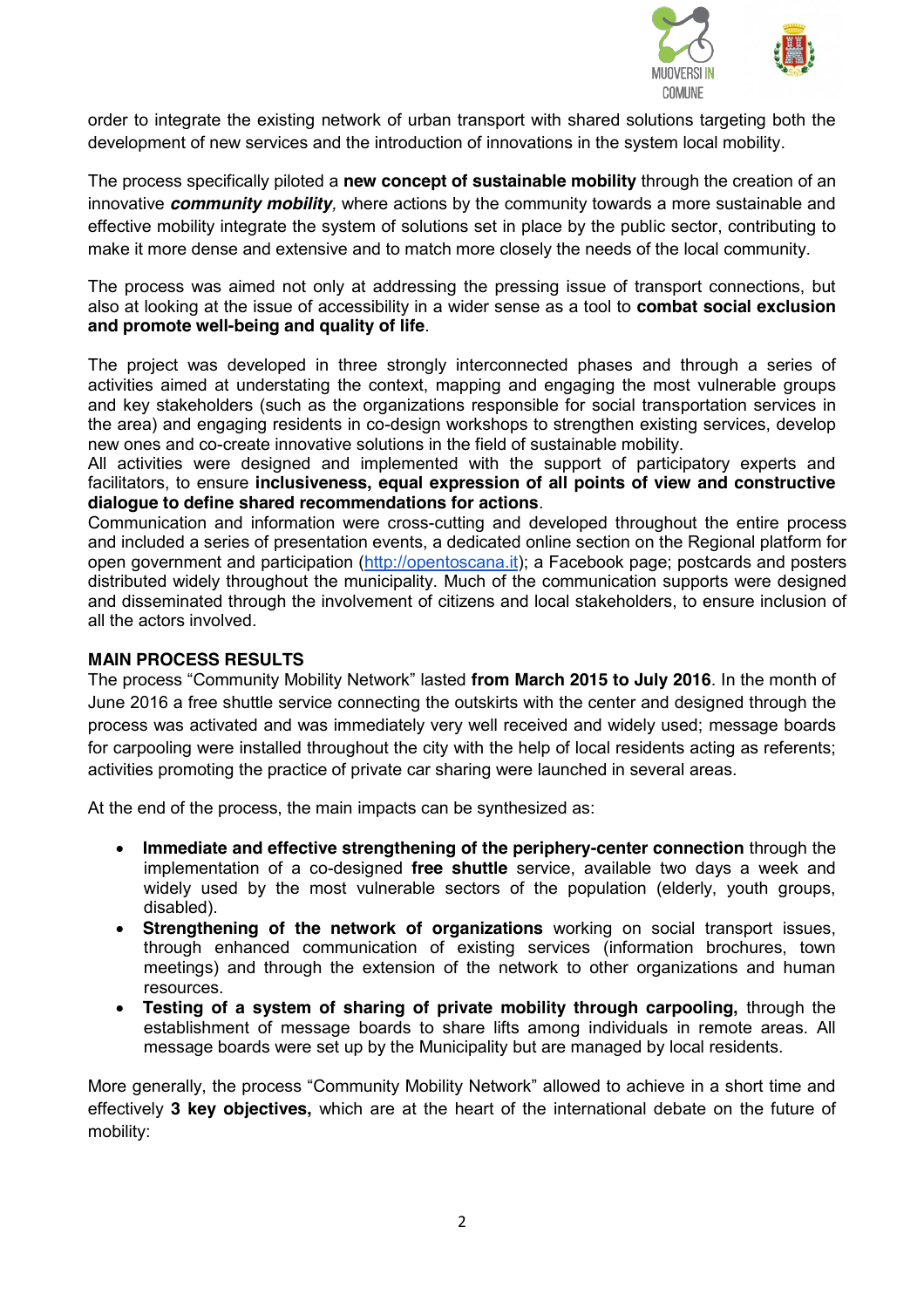order to integrate the existing network of urban transport with shared solutions targeting both the development of new services and the introduction of innovations in the system local mobility.

The process specifically piloted a **new concept of sustainable mobility** through the creation of an innovative ***community mobility***, where actions by the community towards a more sustainable and effective mobility integrate the system of solutions set in place by the public sector, contributing to make it more dense and extensive and to match more closely the needs of the local community.

The process was aimed not only at addressing the pressing issue of transport connections, but also at looking at the issue of accessibility in a wider sense as a tool to **combat social exclusion and promote well-being and quality of life**.

The project was developed in three strongly interconnected phases and through a series of activities aimed at understating the context, mapping and engaging the most vulnerable groups and key stakeholders (such as the organizations responsible for social transportation services in the area) and engaging residents in co-design workshops to strengthen existing services, develop new ones and co-create innovative solutions in the field of sustainable mobility.
All activities were designed and implemented with the support of participatory experts and facilitators, to ensure **inclusiveness, equal expression of all points of view and constructive dialogue to define shared recommendations for actions**.
Communication and information were cross-cutting and developed throughout the entire process and included a series of presentation events, a dedicated online section on the Regional platform for open government and participation (http://opentoscana.it); a Facebook page; postcards and posters distributed widely throughout the municipality. Much of the communication supports were designed and disseminated through the involvement of citizens and local stakeholders, to ensure inclusion of all the actors involved.

**MAIN PROCESS RESULTS**
The process "Community Mobility Network" lasted **from March 2015 to July 2016**. In the month of June 2016 a free shuttle service connecting the outskirts with the center and designed through the process was activated and was immediately very well received and widely used; message boards for carpooling were installed throughout the city with the help of local residents acting as referents; activities promoting the practice of private car sharing were launched in several areas.

At the end of the process, the main impacts can be synthesized as:

- **Immediate and effective strengthening of the periphery-center connection** through the implementation of a co-designed **free shuttle** service, available two days a week and widely used by the most vulnerable sectors of the population (elderly, youth groups, disabled).
- **Strengthening of the network of organizations** working on social transport issues, through enhanced communication of existing services (information brochures, town meetings) and through the extension of the network to other organizations and human resources.
- **Testing of a system of sharing of private mobility through carpooling,** through the establishment of message boards to share lifts among individuals in remote areas. All message boards were set up by the Municipality but are managed by local residents.

More generally, the process "Community Mobility Network" allowed to achieve in a short time and effectively **3 key objectives,** which are at the heart of the international debate on the future of mobility: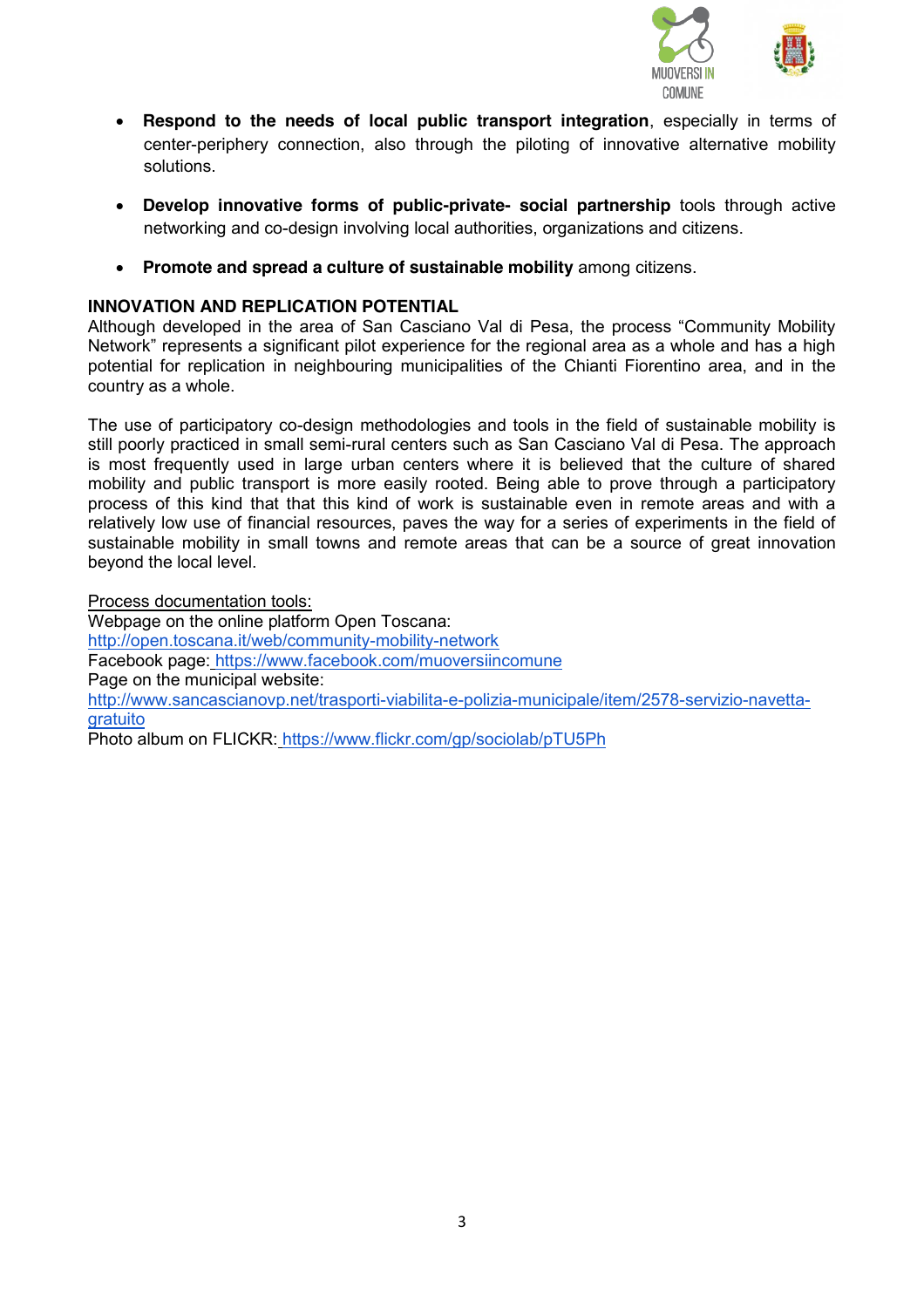- **Respond to the needs of local public transport integration**, especially in terms of center-periphery connection, also through the piloting of innovative alternative mobility solutions.

- **Develop innovative forms of public-private- social partnership** tools through active networking and co-design involving local authorities, organizations and citizens.

- **Promote and spread a culture of sustainable mobility** among citizens.

**INNOVATION AND REPLICATION POTENTIAL**

Although developed in the area of San Casciano Val di Pesa, the process “Community Mobility Network” represents a significant pilot experience for the regional area as a whole and has a high potential for replication in neighbouring municipalities of the Chianti Fiorentino area, and in the country as a whole.

The use of participatory co-design methodologies and tools in the field of sustainable mobility is still poorly practiced in small semi-rural centers such as San Casciano Val di Pesa. The approach is most frequently used in large urban centers where it is believed that the culture of shared mobility and public transport is more easily rooted. Being able to prove through a participatory process of this kind that that this kind of work is sustainable even in remote areas and with a relatively low use of financial resources, paves the way for a series of experiments in the field of sustainable mobility in small towns and remote areas that can be a source of great innovation beyond the local level.

<u>Process documentation tools:</u>
Webpage on the online platform Open Toscana:
http://open.toscana.it/web/community-mobility-network
Facebook page: https://www.facebook.com/muoversiincomune
Page on the municipal website:
http://www.sancascianovp.net/trasporti-viabilita-e-polizia-municipale/item/2578-servizio-navetta-gratuito
Photo album on FLICKR: https://www.flickr.com/gp/sociolab/pTU5Ph